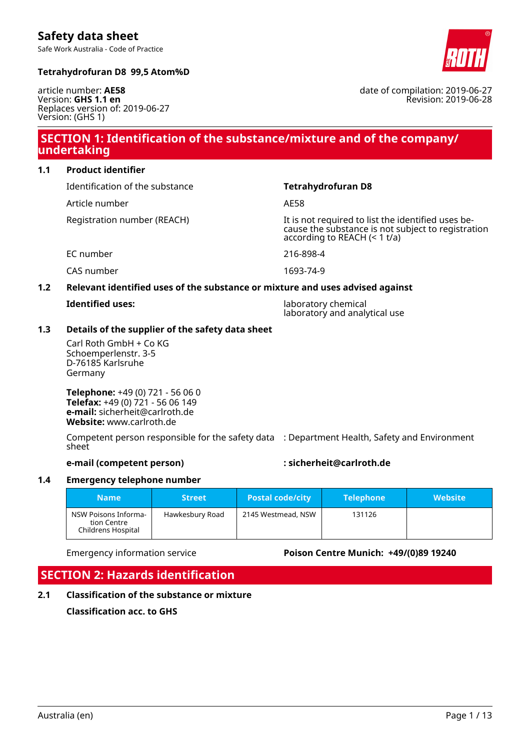# Safety data sheet

Safe Work Australia - Code of Practice

**Tetrahydrofuran D8 99,5 Atom%D**

article number: **AE58**
Version: **GHS 1.1 en**
Replaces version of: 2019-06-27
Version: (GHS 1)

date of compilation: 2019-06-27
Revision: 2019-06-28

## SECTION 1: Identification of the substance/mixture and of the company/undertaking

### 1.1 Product identifier

| | |
|---|---|
| Identification of the substance | **Tetrahydrofuran D8** |
| Article number | AE58 |
| Registration number (REACH) | It is not required to list the identified uses because the substance is not subject to registration according to REACH (< 1 t/a) |
| EC number | 216-898-4 |
| CAS number | 1693-74-9 |

### 1.2 Relevant identified uses of the substance or mixture and uses advised against

**Identified uses:** laboratory chemical
laboratory and analytical use

### 1.3 Details of the supplier of the safety data sheet

Carl Roth GmbH + Co KG
Schoemperlenstr. 3-5
D-76185 Karlsruhe
Germany

**Telephone:** +49 (0) 721 - 56 06 0
**Telefax:** +49 (0) 721 - 56 06 149
**e-mail:** sicherheit@carlroth.de
**Website:** www.carlroth.de

Competent person responsible for the safety data sheet : Department Health, Safety and Environment

**e-mail (competent person)** **: sicherheit@carlroth.de**

### 1.4 Emergency telephone number

| Name | Street | Postal code/city | Telephone | Website |
|---|---|---|---|---|
| NSW Poisons Information Centre Childrens Hospital | Hawkesbury Road | 2145 Westmead, NSW | 131126 | |

Emergency information service **Poison Centre Munich: +49/(0)89 19240**

## SECTION 2: Hazards identification

### 2.1 Classification of the substance or mixture

**Classification acc. to GHS**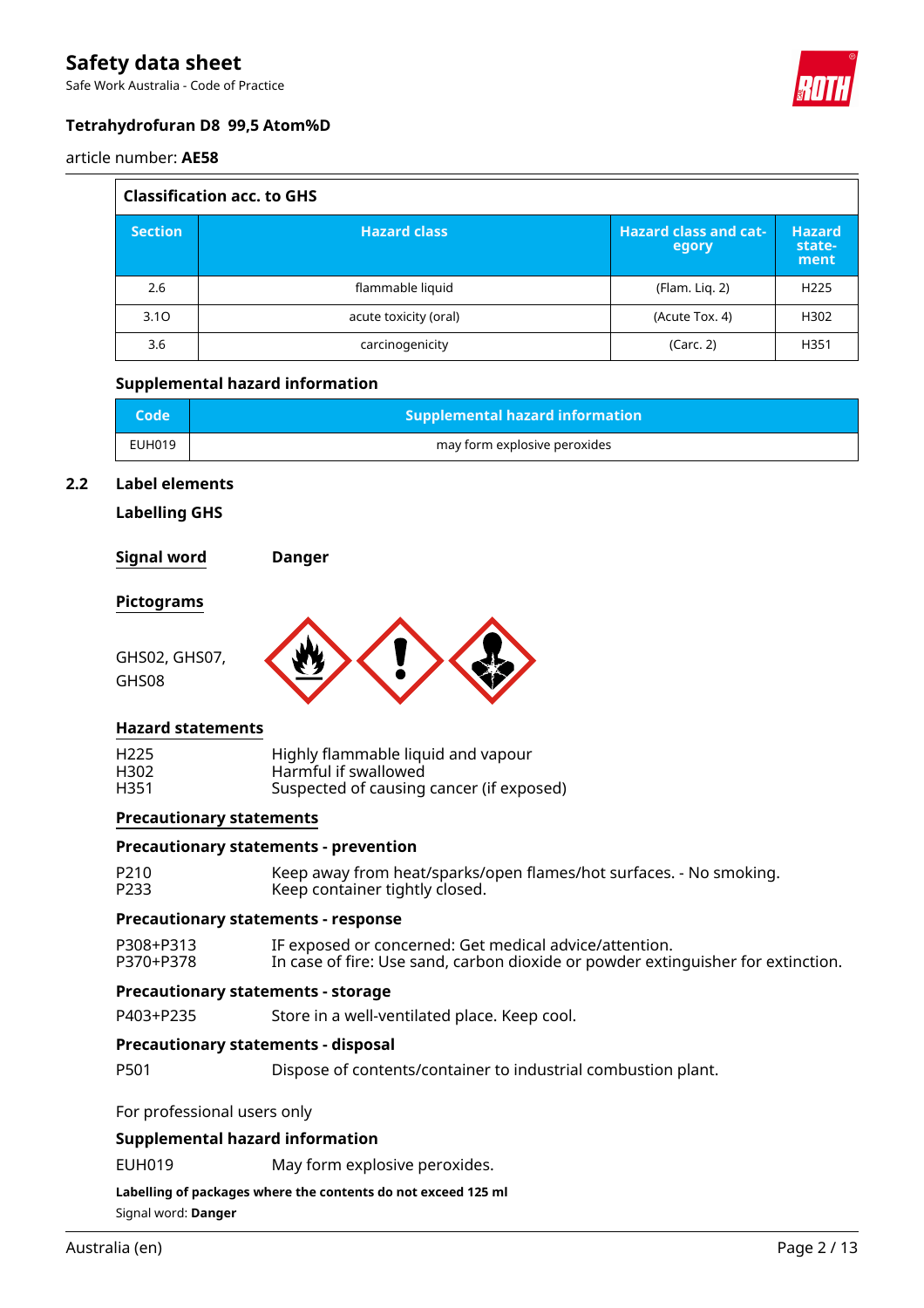| Classification acc. to GHS | | | |
|---|---|---|---|
| **Section** | **Hazard class** | **Hazard class and category** | **Hazard statement** |
| 2.6 | flammable liquid | (Flam. Liq. 2) | H225 |
| 3.1O | acute toxicity (oral) | (Acute Tox. 4) | H302 |
| 3.6 | carcinogenicity | (Carc. 2) | H351 |

### Supplemental hazard information

| Code | Supplemental hazard information |
|---|---|
| EUH019 | may form explosive peroxides |

## 2.2 Label elements

### Labelling GHS

**Signal word** **Danger**

**Pictograms**

GHS02, GHS07, GHS08

**Hazard statements**

H225 Highly flammable liquid and vapour
H302 Harmful if swallowed
H351 Suspected of causing cancer (if exposed)

**Precautionary statements**

**Precautionary statements - prevention**

P210 Keep away from heat/sparks/open flames/hot surfaces. - No smoking.
P233 Keep container tightly closed.

**Precautionary statements - response**

P308+P313 IF exposed or concerned: Get medical advice/attention.
P370+P378 In case of fire: Use sand, carbon dioxide or powder extinguisher for extinction.

**Precautionary statements - storage**

P403+P235 Store in a well-ventilated place. Keep cool.

**Precautionary statements - disposal**

P501 Dispose of contents/container to industrial combustion plant.

For professional users only

**Supplemental hazard information**

EUH019 May form explosive peroxides.

**Labelling of packages where the contents do not exceed 125 ml**

Signal word: **Danger**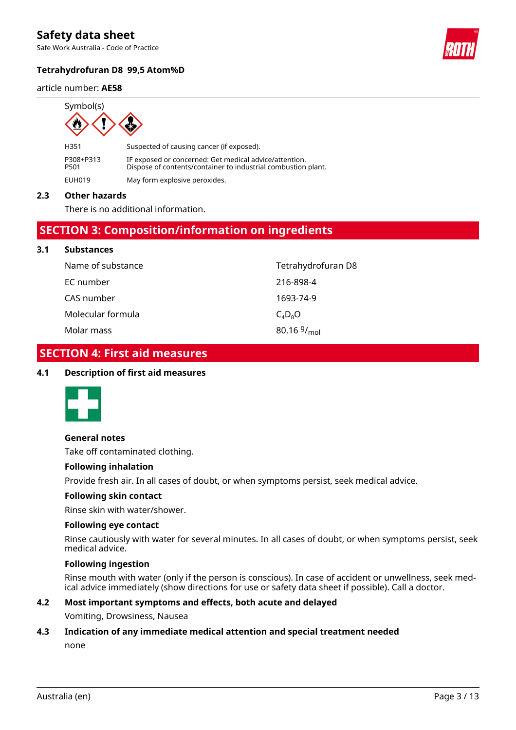Symbol(s)

| | |
|---|---|
| H351 | Suspected of causing cancer (if exposed). |
| P308+P313<br>P501 | IF exposed or concerned: Get medical advice/attention.<br>Dispose of contents/container to industrial combustion plant. |
| EUH019 | May form explosive peroxides. |

### 2.3 Other hazards

There is no additional information.

## SECTION 3: Composition/information on ingredients

### 3.1 Substances

| | |
|---|---|
| Name of substance | Tetrahydrofuran D8 |
| EC number | 216-898-4 |
| CAS number | 1693-74-9 |
| Molecular formula | $C_4D_8O$ |
| Molar mass | 80.16 $^g/_{mol}$ |

## SECTION 4: First aid measures

### 4.1 Description of first aid measures

**General notes**

Take off contaminated clothing.

**Following inhalation**

Provide fresh air. In all cases of doubt, or when symptoms persist, seek medical advice.

**Following skin contact**

Rinse skin with water/shower.

**Following eye contact**

Rinse cautiously with water for several minutes. In all cases of doubt, or when symptoms persist, seek medical advice.

**Following ingestion**

Rinse mouth with water (only if the person is conscious). In case of accident or unwellness, seek medical advice immediately (show directions for use or safety data sheet if possible). Call a doctor.

### 4.2 Most important symptoms and effects, both acute and delayed

Vomiting, Drowsiness, Nausea

### 4.3 Indication of any immediate medical attention and special treatment needed

none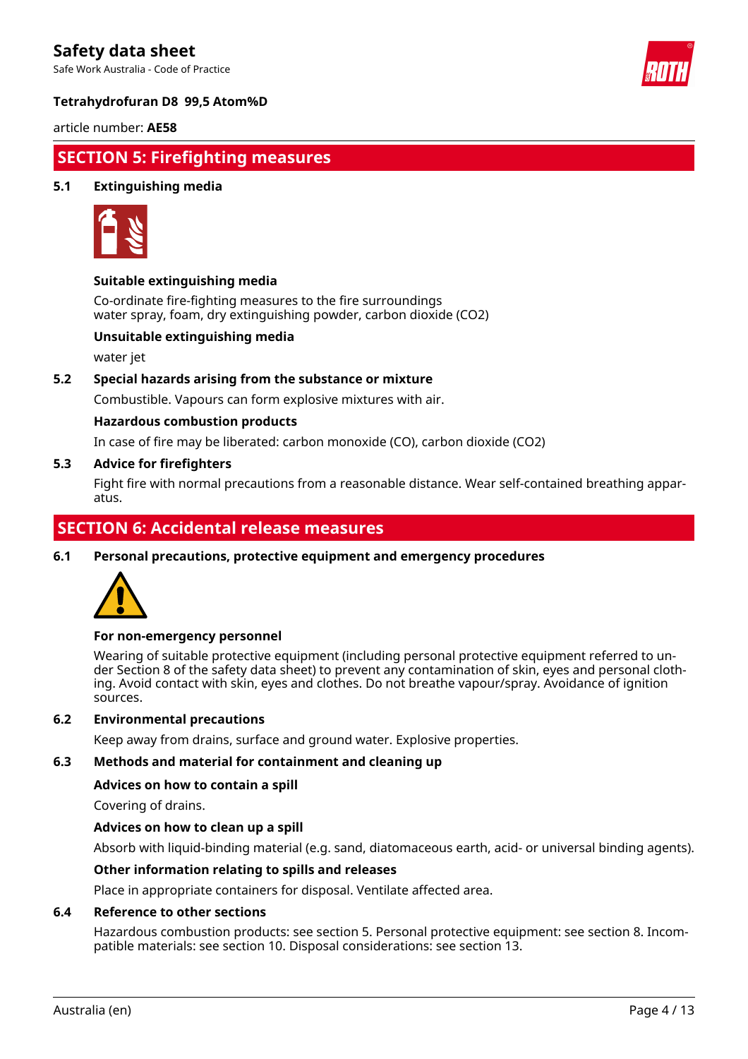## SECTION 5: Firefighting measures

### 5.1 Extinguishing media

**Suitable extinguishing media**

Co-ordinate fire-fighting measures to the fire surroundings
water spray, foam, dry extinguishing powder, carbon dioxide ($CO_2$)

**Unsuitable extinguishing media**

water jet

### 5.2 Special hazards arising from the substance or mixture

Combustible. Vapours can form explosive mixtures with air.

**Hazardous combustion products**

In case of fire may be liberated: carbon monoxide (CO), carbon dioxide ($CO_2$)

### 5.3 Advice for firefighters

Fight fire with normal precautions from a reasonable distance. Wear self-contained breathing apparatus.

## SECTION 6: Accidental release measures

### 6.1 Personal precautions, protective equipment and emergency procedures

**For non-emergency personnel**

Wearing of suitable protective equipment (including personal protective equipment referred to under Section 8 of the safety data sheet) to prevent any contamination of skin, eyes and personal clothing. Avoid contact with skin, eyes and clothes. Do not breathe vapour/spray. Avoidance of ignition sources.

### 6.2 Environmental precautions

Keep away from drains, surface and ground water. Explosive properties.

### 6.3 Methods and material for containment and cleaning up

**Advices on how to contain a spill**

Covering of drains.

**Advices on how to clean up a spill**

Absorb with liquid-binding material (e.g. sand, diatomaceous earth, acid- or universal binding agents).

**Other information relating to spills and releases**

Place in appropriate containers for disposal. Ventilate affected area.

### 6.4 Reference to other sections

Hazardous combustion products: see section 5. Personal protective equipment: see section 8. Incompatible materials: see section 10. Disposal considerations: see section 13.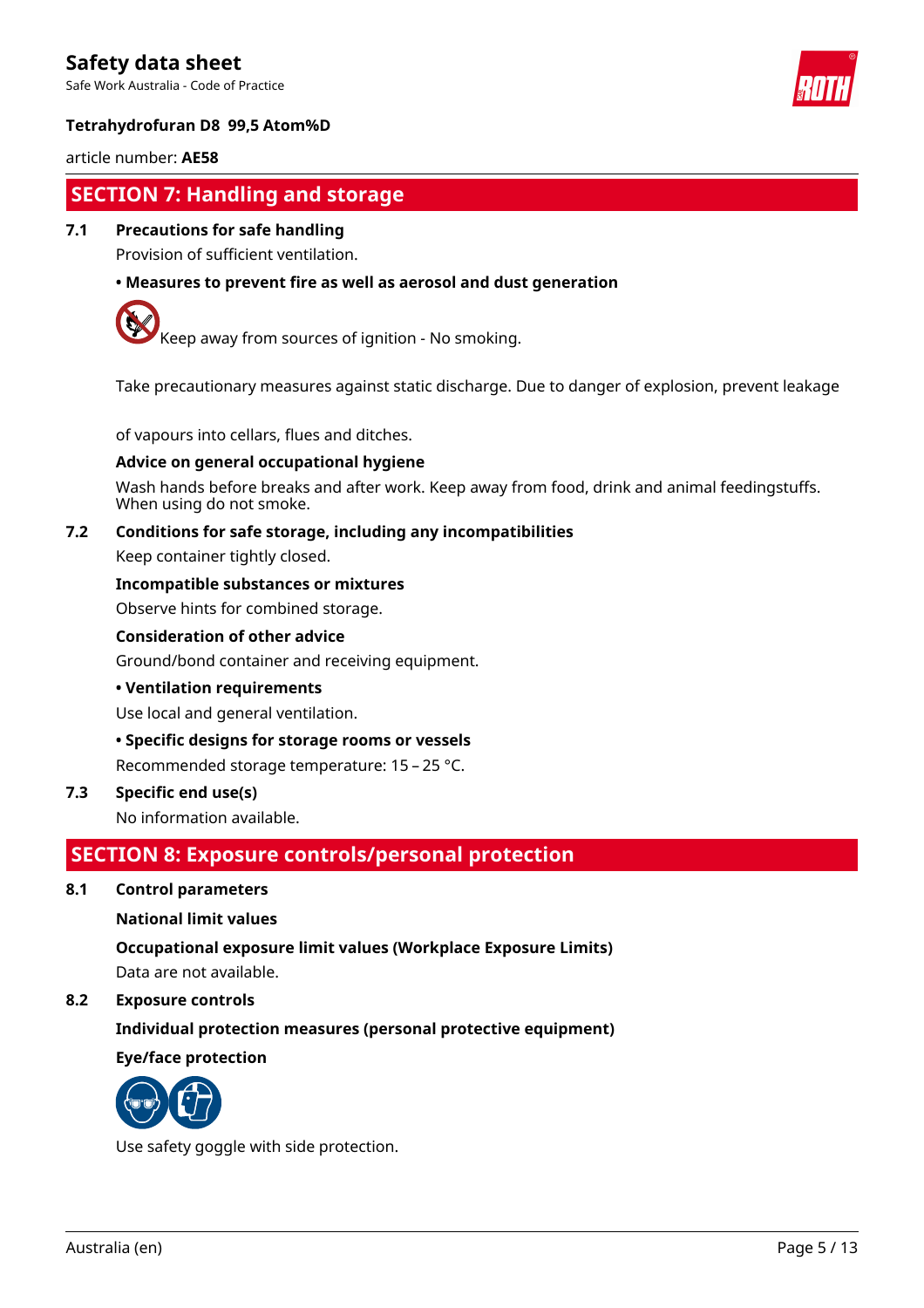**Tetrahydrofuran D8 99,5 Atom%D**

article number: **AE58**

## SECTION 7: Handling and storage

### 7.1 Precautions for safe handling

Provision of sufficient ventilation.

**• Measures to prevent fire as well as aerosol and dust generation**

Keep away from sources of ignition - No smoking.

Take precautionary measures against static discharge. Due to danger of explosion, prevent leakage of vapours into cellars, flues and ditches.

**Advice on general occupational hygiene**

Wash hands before breaks and after work. Keep away from food, drink and animal feedingstuffs. When using do not smoke.

### 7.2 Conditions for safe storage, including any incompatibilities

Keep container tightly closed.

**Incompatible substances or mixtures**

Observe hints for combined storage.

**Consideration of other advice**

Ground/bond container and receiving equipment.

**• Ventilation requirements**

Use local and general ventilation.

**• Specific designs for storage rooms or vessels**

Recommended storage temperature: 15 – 25 °C.

### 7.3 Specific end use(s)

No information available.

## SECTION 8: Exposure controls/personal protection

### 8.1 Control parameters

**National limit values**

**Occupational exposure limit values (Workplace Exposure Limits)**

Data are not available.

### 8.2 Exposure controls

**Individual protection measures (personal protective equipment)**

**Eye/face protection**

Use safety goggle with side protection.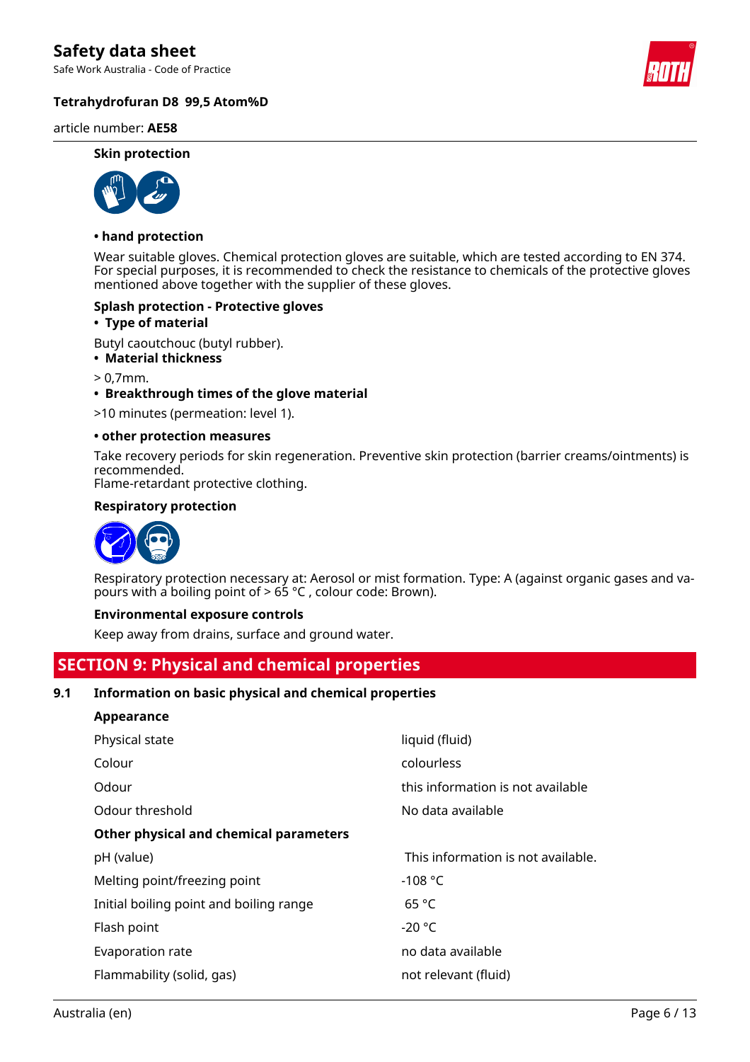**Skin protection**

**• hand protection**

Wear suitable gloves. Chemical protection gloves are suitable, which are tested according to EN 374. For special purposes, it is recommended to check the resistance to chemicals of the protective gloves mentioned above together with the supplier of these gloves.

**Splash protection - Protective gloves**

- **Type of material**

Butyl caoutchouc (butyl rubber).

- **Material thickness**

> 0,7mm.

- **Breakthrough times of the glove material**

>10 minutes (permeation: level 1).

**• other protection measures**

Take recovery periods for skin regeneration. Preventive skin protection (barrier creams/ointments) is recommended.
Flame-retardant protective clothing.

**Respiratory protection**

Respiratory protection necessary at: Aerosol or mist formation. Type: A (against organic gases and vapours with a boiling point of > 65 °C , colour code: Brown).

**Environmental exposure controls**

Keep away from drains, surface and ground water.

## SECTION 9: Physical and chemical properties

### 9.1 Information on basic physical and chemical properties

**Appearance**

| | |
|---|---|
| Physical state | liquid (fluid) |
| Colour | colourless |
| Odour | this information is not available |
| Odour threshold | No data available |

**Other physical and chemical parameters**

| | |
|---|---|
| pH (value) | This information is not available. |
| Melting point/freezing point | -108 °C |
| Initial boiling point and boiling range | 65 °C |
| Flash point | -20 °C |
| Evaporation rate | no data available |
| Flammability (solid, gas) | not relevant (fluid) |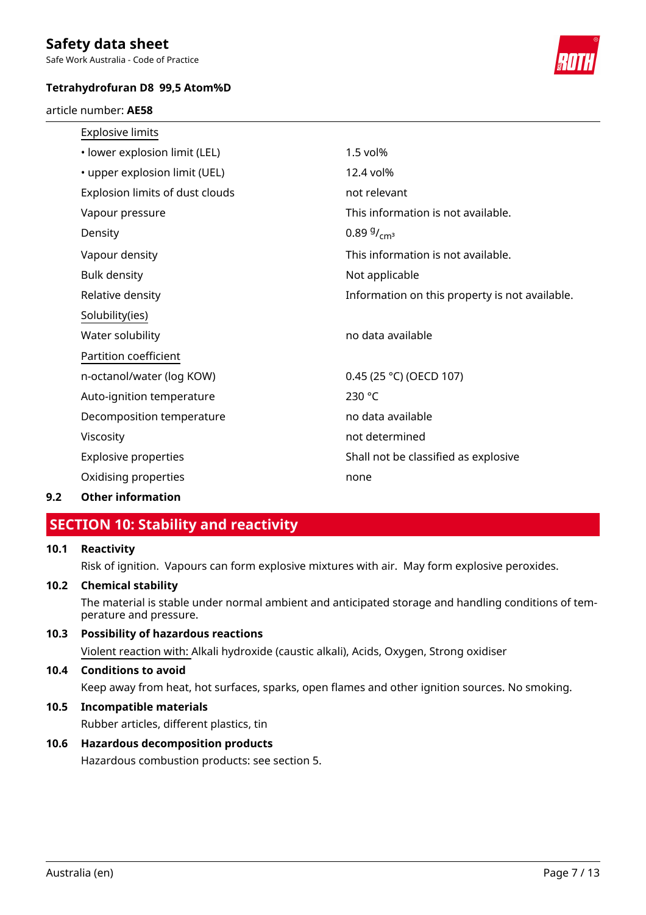| | |
|---|---|
| Explosive limits | |
| • lower explosion limit (LEL) | 1.5 vol% |
| • upper explosion limit (UEL) | 12.4 vol% |
| Explosion limits of dust clouds | not relevant |
| Vapour pressure | This information is not available. |
| Density | 0.89 $^{g}/_{cm^3}$ |
| Vapour density | This information is not available. |
| Bulk density | Not applicable |
| Relative density | Information on this property is not available. |
| Solubility(ies) | |
| Water solubility | no data available |
| Partition coefficient | |
| n-octanol/water (log KOW) | 0.45 (25 °C) (OECD 107) |
| Auto-ignition temperature | 230 °C |
| Decomposition temperature | no data available |
| Viscosity | not determined |
| Explosive properties | Shall not be classified as explosive |
| Oxidising properties | none |

**9.2 Other information**

## SECTION 10: Stability and reactivity

**10.1 Reactivity**

Risk of ignition. Vapours can form explosive mixtures with air. May form explosive peroxides.

**10.2 Chemical stability**

The material is stable under normal ambient and anticipated storage and handling conditions of temperature and pressure.

**10.3 Possibility of hazardous reactions**

Violent reaction with: Alkali hydroxide (caustic alkali), Acids, Oxygen, Strong oxidiser

**10.4 Conditions to avoid**

Keep away from heat, hot surfaces, sparks, open flames and other ignition sources. No smoking.

**10.5 Incompatible materials**

Rubber articles, different plastics, tin

**10.6 Hazardous decomposition products**

Hazardous combustion products: see section 5.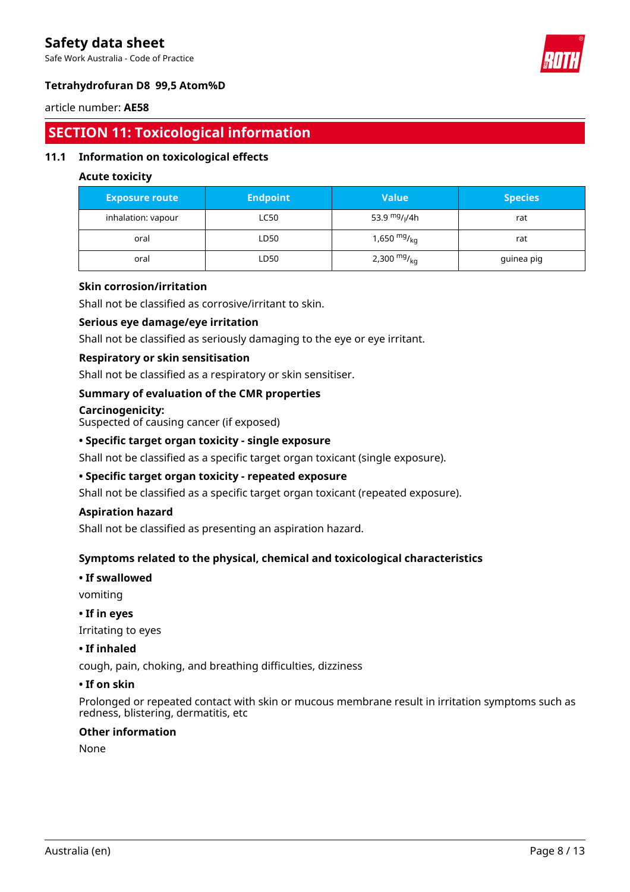## SECTION 11: Toxicological information

### 11.1 Information on toxicological effects

#### Acute toxicity

| Exposure route | Endpoint | Value | Species |
|---|---|---|---|
| inhalation: vapour | LC50 | 53.9 $^{mg}/_{l}$/4h | rat |
| oral | LD50 | 1,650 $^{mg}/_{kg}$ | rat |
| oral | LD50 | 2,300 $^{mg}/_{kg}$ | guinea pig |

#### Skin corrosion/irritation

Shall not be classified as corrosive/irritant to skin.

#### Serious eye damage/eye irritation

Shall not be classified as seriously damaging to the eye or eye irritant.

#### Respiratory or skin sensitisation

Shall not be classified as a respiratory or skin sensitiser.

#### Summary of evaluation of the CMR properties

**Carcinogenicity:**
Suspected of causing cancer (if exposed)

**• Specific target organ toxicity - single exposure**

Shall not be classified as a specific target organ toxicant (single exposure).

**• Specific target organ toxicity - repeated exposure**

Shall not be classified as a specific target organ toxicant (repeated exposure).

#### Aspiration hazard

Shall not be classified as presenting an aspiration hazard.

#### Symptoms related to the physical, chemical and toxicological characteristics

**• If swallowed**

vomiting

**• If in eyes**

Irritating to eyes

**• If inhaled**

cough, pain, choking, and breathing difficulties, dizziness

**• If on skin**

Prolonged or repeated contact with skin or mucous membrane result in irritation symptoms such as redness, blistering, dermatitis, etc

#### Other information

None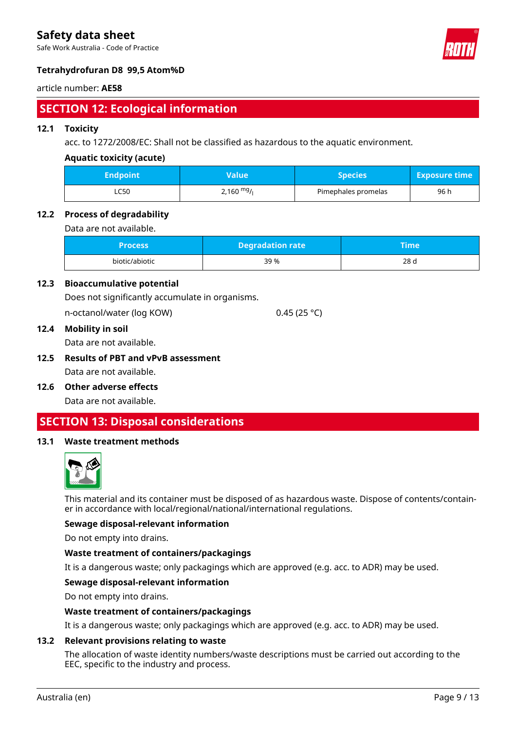## SECTION 12: Ecological information

### 12.1 Toxicity

acc. to 1272/2008/EC: Shall not be classified as hazardous to the aquatic environment.

**Aquatic toxicity (acute)**

| Endpoint | Value | Species | Exposure time |
|---|---|---|---|
| LC50 | 2,160 $^{mg}/_{l}$ | Pimephales promelas | 96 h |

### 12.2 Process of degradability

Data are not available.

| Process | Degradation rate | Time |
|---|---|---|
| biotic/abiotic | 39 % | 28 d |

### 12.3 Bioaccumulative potential

Does not significantly accumulate in organisms.

n-octanol/water (log KOW) 0.45 (25 °C)

### 12.4 Mobility in soil

Data are not available.

### 12.5 Results of PBT and vPvB assessment

Data are not available.

### 12.6 Other adverse effects

Data are not available.

## SECTION 13: Disposal considerations

### 13.1 Waste treatment methods

This material and its container must be disposed of as hazardous waste. Dispose of contents/container in accordance with local/regional/national/international regulations.

**Sewage disposal-relevant information**

Do not empty into drains.

**Waste treatment of containers/packagings**

It is a dangerous waste; only packagings which are approved (e.g. acc. to ADR) may be used.

**Sewage disposal-relevant information**

Do not empty into drains.

**Waste treatment of containers/packagings**

It is a dangerous waste; only packagings which are approved (e.g. acc. to ADR) may be used.

### 13.2 Relevant provisions relating to waste

The allocation of waste identity numbers/waste descriptions must be carried out according to the EEC, specific to the industry and process.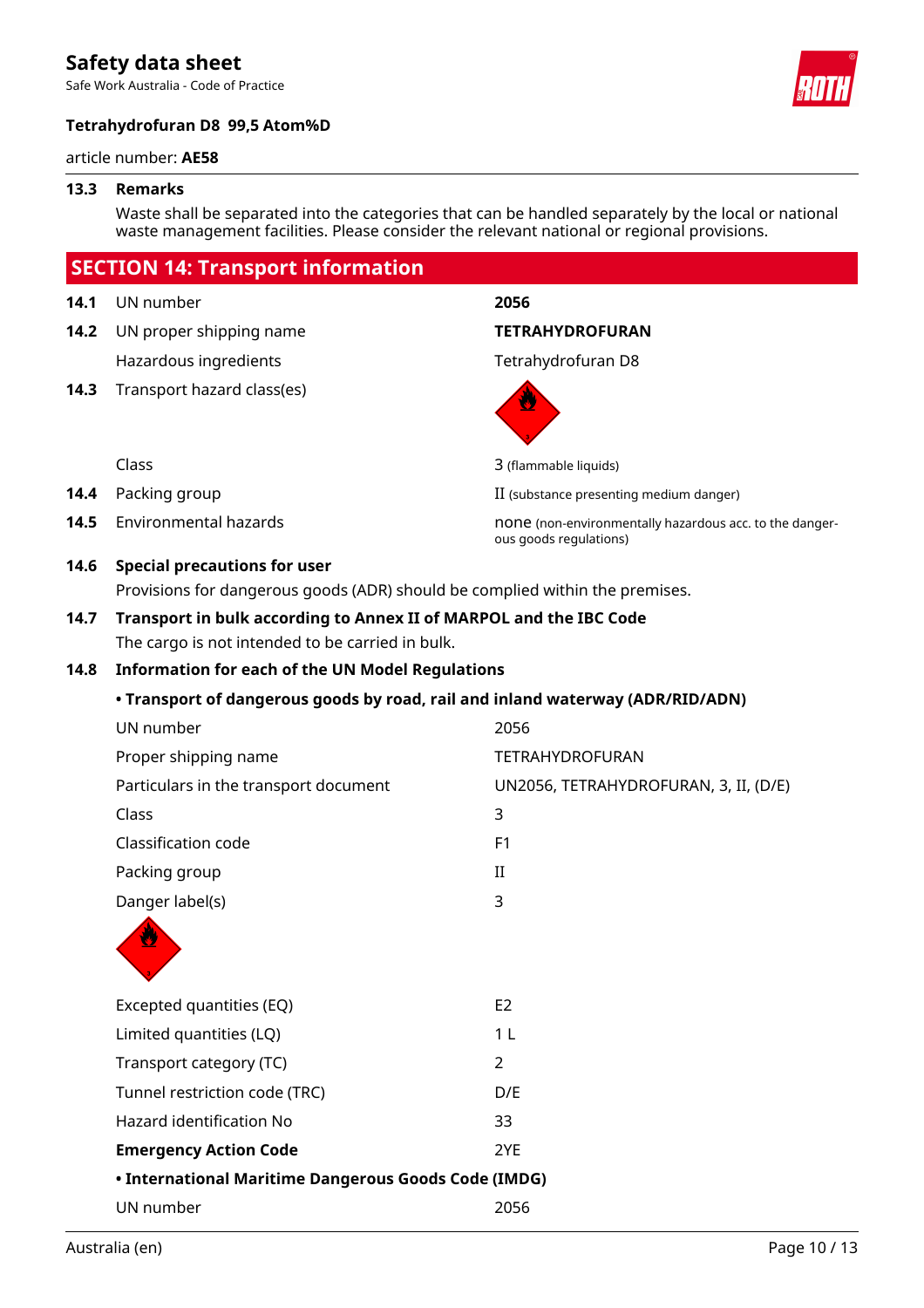### 13.3 Remarks

Waste shall be separated into the categories that can be handled separately by the local or national waste management facilities. Please consider the relevant national or regional provisions.

## SECTION 14: Transport information

| | | |
|---|---|---|
| **14.1** | UN number | **2056** |
| **14.2** | UN proper shipping name | **TETRAHYDROFURAN** |
| | Hazardous ingredients | Tetrahydrofuran D8 |
| **14.3** | Transport hazard class(es) | |
| | Class | 3 (flammable liquids) |
| **14.4** | Packing group | II (substance presenting medium danger) |
| **14.5** | Environmental hazards | none (non-environmentally hazardous acc. to the dangerous goods regulations) |

### 14.6 Special precautions for user

Provisions for dangerous goods (ADR) should be complied within the premises.

### 14.7 Transport in bulk according to Annex II of MARPOL and the IBC Code

The cargo is not intended to be carried in bulk.

### 14.8 Information for each of the UN Model Regulations

**• Transport of dangerous goods by road, rail and inland waterway (ADR/RID/ADN)**

| | |
|---|---|
| UN number | 2056 |
| Proper shipping name | TETRAHYDROFURAN |
| Particulars in the transport document | UN2056, TETRAHYDROFURAN, 3, II, (D/E) |
| Class | 3 |
| Classification code | F1 |
| Packing group | II |
| Danger label(s) | 3 |
| Excepted quantities (EQ) | E2 |
| Limited quantities (LQ) | 1 L |
| Transport category (TC) | 2 |
| Tunnel restriction code (TRC) | D/E |
| Hazard identification No | 33 |
| **Emergency Action Code** | 2YE |

**• International Maritime Dangerous Goods Code (IMDG)**

| | |
|---|---|
| UN number | 2056 |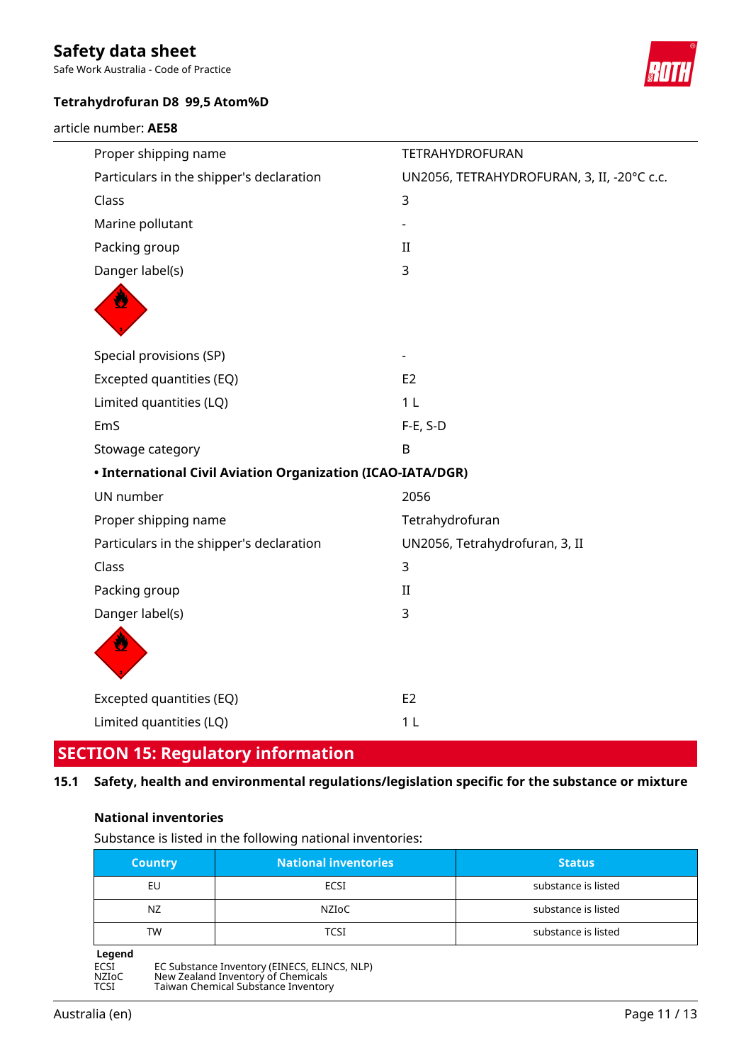| | |
|---|---|
| Proper shipping name | TETRAHYDROFURAN |
| Particulars in the shipper's declaration | UN2056, TETRAHYDROFURAN, 3, II, -20°C c.c. |
| Class | 3 |
| Marine pollutant | - |
| Packing group | II |
| Danger label(s) | 3 |
| Special provisions (SP) | - |
| Excepted quantities (EQ) | E2 |
| Limited quantities (LQ) | 1 L |
| EmS | F-E, S-D |
| Stowage category | B |

- **International Civil Aviation Organization (ICAO-IATA/DGR)**

| | |
|---|---|
| UN number | 2056 |
| Proper shipping name | Tetrahydrofuran |
| Particulars in the shipper's declaration | UN2056, Tetrahydrofuran, 3, II |
| Class | 3 |
| Packing group | II |
| Danger label(s) | 3 |
| Excepted quantities (EQ) | E2 |
| Limited quantities (LQ) | 1 L |

## SECTION 15: Regulatory information

### 15.1 Safety, health and environmental regulations/legislation specific for the substance or mixture

**National inventories**

Substance is listed in the following national inventories:

| Country | National inventories | Status |
|---|---|---|
| EU | ECSI | substance is listed |
| NZ | NZIoC | substance is listed |
| TW | TCSI | substance is listed |

**Legend**

ECSI EC Substance Inventory (EINECS, ELINCS, NLP)
NZIoC New Zealand Inventory of Chemicals
TCSI Taiwan Chemical Substance Inventory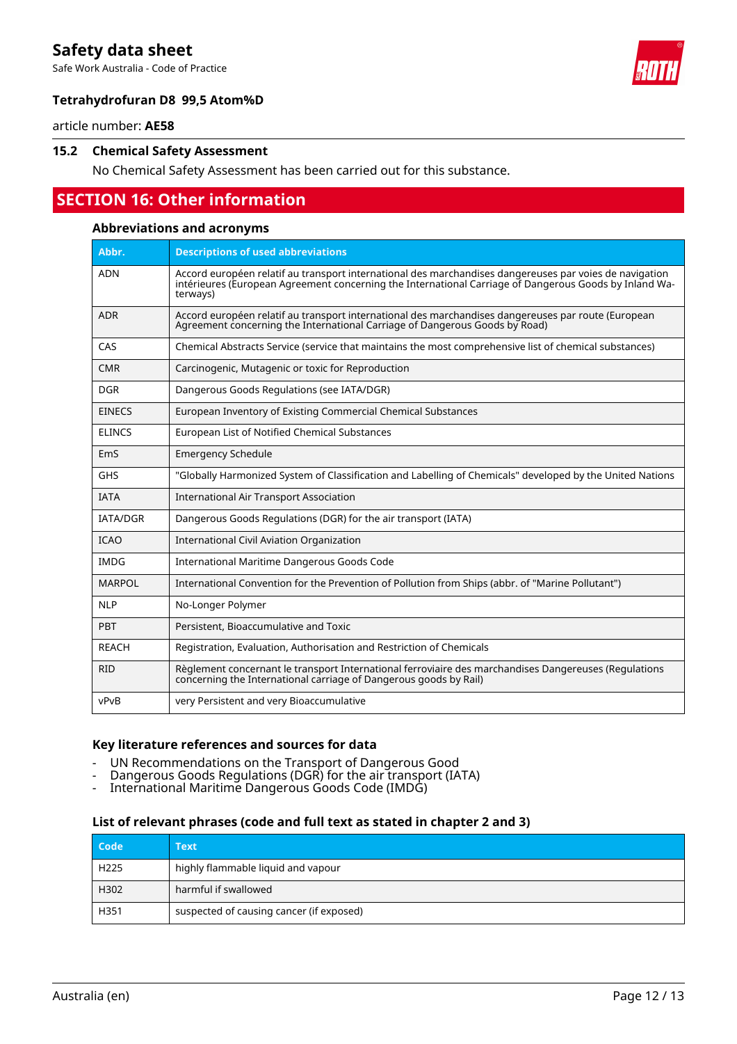### 15.2 Chemical Safety Assessment

No Chemical Safety Assessment has been carried out for this substance.

## SECTION 16: Other information

### Abbreviations and acronyms

| Abbr. | Descriptions of used abbreviations |
|---|---|
| ADN | Accord européen relatif au transport international des marchandises dangereuses par voies de navigation intérieures (European Agreement concerning the International Carriage of Dangerous Goods by Inland Waterways) |
| ADR | Accord européen relatif au transport international des marchandises dangereuses par route (European Agreement concerning the International Carriage of Dangerous Goods by Road) |
| CAS | Chemical Abstracts Service (service that maintains the most comprehensive list of chemical substances) |
| CMR | Carcinogenic, Mutagenic or toxic for Reproduction |
| DGR | Dangerous Goods Regulations (see IATA/DGR) |
| EINECS | European Inventory of Existing Commercial Chemical Substances |
| ELINCS | European List of Notified Chemical Substances |
| EmS | Emergency Schedule |
| GHS | "Globally Harmonized System of Classification and Labelling of Chemicals" developed by the United Nations |
| IATA | International Air Transport Association |
| IATA/DGR | Dangerous Goods Regulations (DGR) for the air transport (IATA) |
| ICAO | International Civil Aviation Organization |
| IMDG | International Maritime Dangerous Goods Code |
| MARPOL | International Convention for the Prevention of Pollution from Ships (abbr. of "Marine Pollutant") |
| NLP | No-Longer Polymer |
| PBT | Persistent, Bioaccumulative and Toxic |
| REACH | Registration, Evaluation, Authorisation and Restriction of Chemicals |
| RID | Règlement concernant le transport International ferroviaire des marchandises Dangereuses (Regulations concerning the International carriage of Dangerous goods by Rail) |
| vPvB | very Persistent and very Bioaccumulative |

### Key literature references and sources for data

- UN Recommendations on the Transport of Dangerous Good
- Dangerous Goods Regulations (DGR) for the air transport (IATA)
- International Maritime Dangerous Goods Code (IMDG)

### List of relevant phrases (code and full text as stated in chapter 2 and 3)

| Code | Text |
|---|---|
| H225 | highly flammable liquid and vapour |
| H302 | harmful if swallowed |
| H351 | suspected of causing cancer (if exposed) |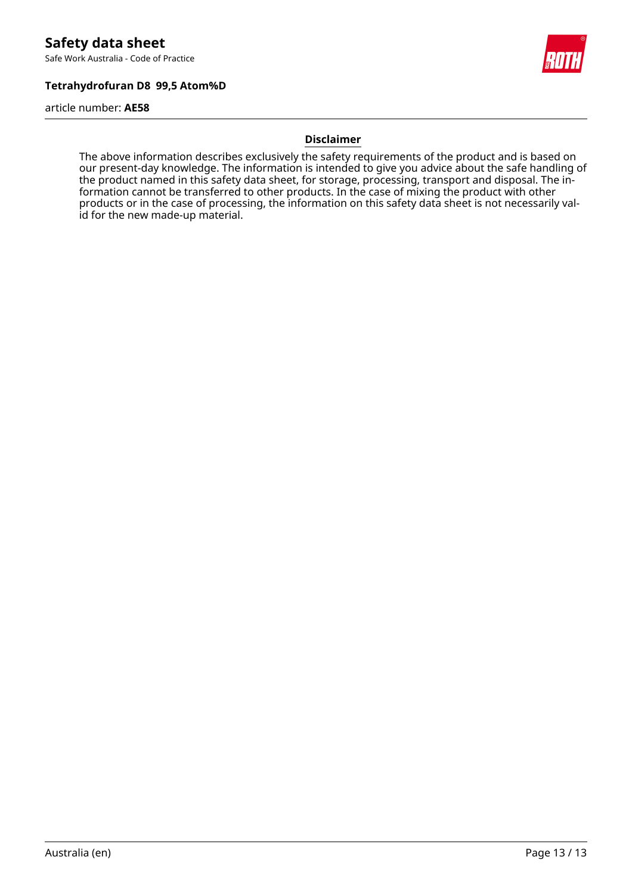## Disclaimer

The above information describes exclusively the safety requirements of the product and is based on our present-day knowledge. The information is intended to give you advice about the safe handling of the product named in this safety data sheet, for storage, processing, transport and disposal. The information cannot be transferred to other products. In the case of mixing the product with other products or in the case of processing, the information on this safety data sheet is not necessarily valid for the new made-up material.